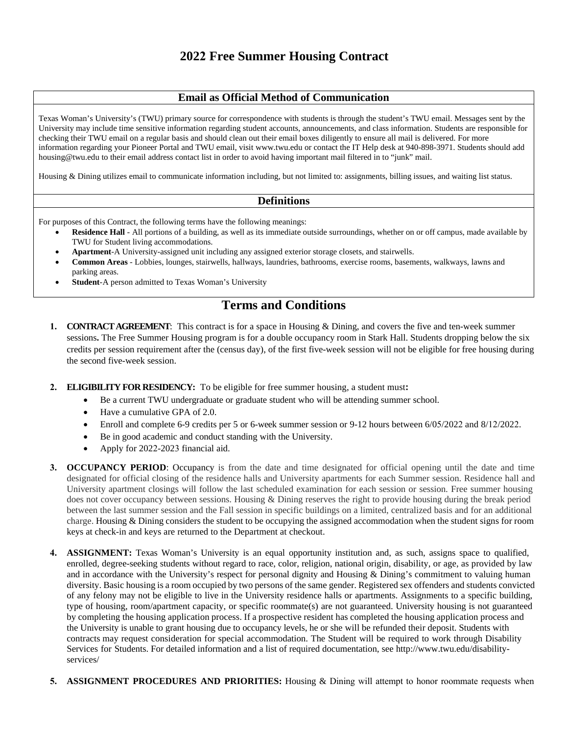# 2022 Free Summer Housing Contract

## Email as Official Method of Communication

Texas Woman's University's (TWU) primary source for correspondence with students is through the student's TWU email. Messages sent by the University may include time sensitive information regarding student accounts, announcements, and class information. Students are responsible for checking their TWU email on a regular basis and should clean out their email boxes diligently to ensure all mail is delivered. For more information regarding your Pioneer Portal and TWU email, visit www.twu.edu or contact the IT Help desk at 940-898-3971. Students should add housing@twu.edu to their email address contact list in order to avoid having important mail filtered in to "junk" mail.

Housing & Dining utilizes email to communicate information including, but not limited to: assignments, billing issues, and waiting list status.

## Definitions

For purposes of this Contract, the following terms have the following meanings:

- **Residence Hall** - All portions of a building, as well as its immediate outside surroundings, whether on or off campus, made available by TWU for Student living accommodations.
- **Apartment**-A University-assigned unit including any assigned exterior storage closets, and stairwells.
- **Common Areas** - Lobbies, lounges, stairwells, hallways, laundries, bathrooms, exercise rooms, basements, walkways, lawns and parking areas.
- **Student**-A person admitted to Texas Woman's University

## Terms and Conditions

1. **CONTRACT AGREEMENT**: This contract is for a space in Housing & Dining, and covers the five and ten-week summer sessions**.** The Free Summer Housing program is for a double occupancy room in Stark Hall. Students dropping below the six credits per session requirement after the (census day), of the first five-week session will not be eligible for free housing during the second five-week session.

2. **ELIGIBILITY FOR RESIDENCY:** To be eligible for free summer housing, a student must**:**
   - Be a current TWU undergraduate or graduate student who will be attending summer school.
   - Have a cumulative GPA of 2.0.
   - Enroll and complete 6-9 credits per 5 or 6-week summer session or 9-12 hours between 6/05/2022 and 8/12/2022.
   - Be in good academic and conduct standing with the University.
   - Apply for 2022-2023 financial aid.

3. **OCCUPANCY PERIOD**: Occupancy is from the date and time designated for official opening until the date and time designated for official closing of the residence halls and University apartments for each Summer session. Residence hall and University apartment closings will follow the last scheduled examination for each session or session. Free summer housing does not cover occupancy between sessions. Housing & Dining reserves the right to provide housing during the break period between the last summer session and the Fall session in specific buildings on a limited, centralized basis and for an additional charge. Housing & Dining considers the student to be occupying the assigned accommodation when the student signs for room keys at check-in and keys are returned to the Department at checkout.

4. **ASSIGNMENT:** Texas Woman's University is an equal opportunity institution and, as such, assigns space to qualified, enrolled, degree-seeking students without regard to race, color, religion, national origin, disability, or age, as provided by law and in accordance with the University's respect for personal dignity and Housing & Dining's commitment to valuing human diversity. Basic housing is a room occupied by two persons of the same gender. Registered sex offenders and students convicted of any felony may not be eligible to live in the University residence halls or apartments. Assignments to a specific building, type of housing, room/apartment capacity, or specific roommate(s) are not guaranteed. University housing is not guaranteed by completing the housing application process. If a prospective resident has completed the housing application process and the University is unable to grant housing due to occupancy levels, he or she will be refunded their deposit. Students with contracts may request consideration for special accommodation. The Student will be required to work through Disability Services for Students. For detailed information and a list of required documentation, see http://www.twu.edu/disability-services/

5. **ASSIGNMENT PROCEDURES AND PRIORITIES:** Housing & Dining will attempt to honor roommate requests when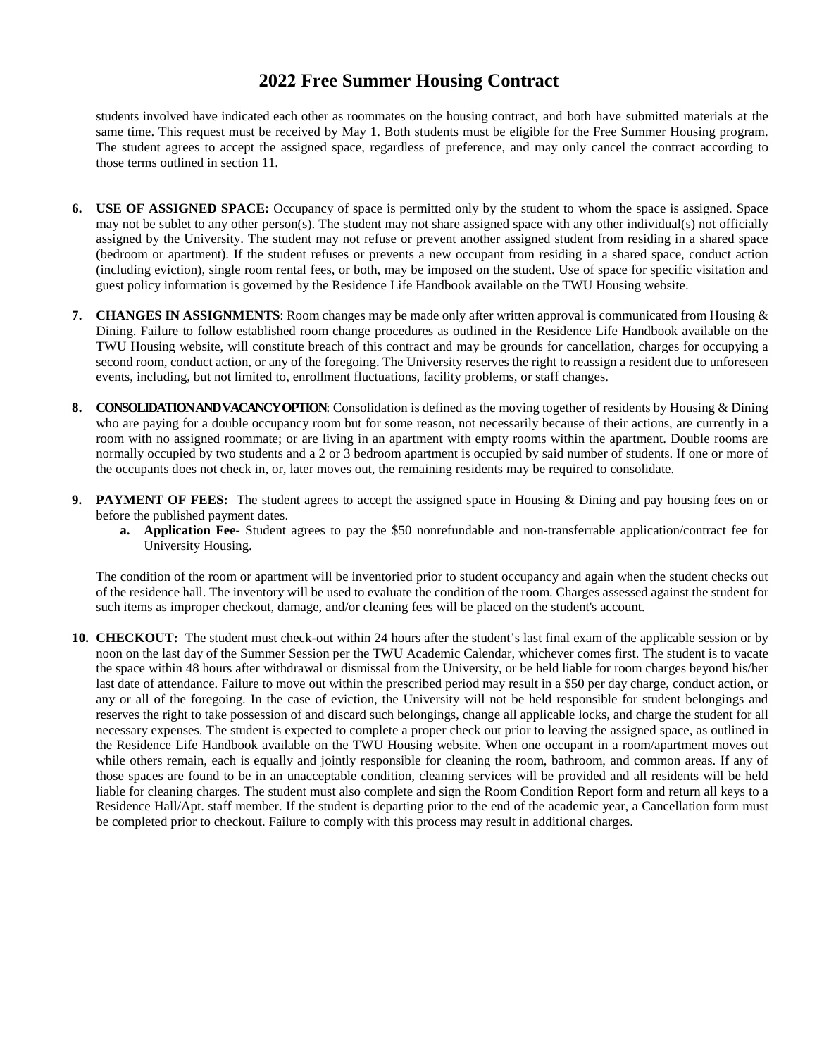students involved have indicated each other as roommates on the housing contract, and both have submitted materials at the same time. This request must be received by May 1. Both students must be eligible for the Free Summer Housing program. The student agrees to accept the assigned space, regardless of preference, and may only cancel the contract according to those terms outlined in section 11.

6. **USE OF ASSIGNED SPACE:** Occupancy of space is permitted only by the student to whom the space is assigned. Space may not be sublet to any other person(s). The student may not share assigned space with any other individual(s) not officially assigned by the University. The student may not refuse or prevent another assigned student from residing in a shared space (bedroom or apartment). If the student refuses or prevents a new occupant from residing in a shared space, conduct action (including eviction), single room rental fees, or both, may be imposed on the student. Use of space for specific visitation and guest policy information is governed by the Residence Life Handbook available on the TWU Housing website.

7. **CHANGES IN ASSIGNMENTS**: Room changes may be made only after written approval is communicated from Housing & Dining. Failure to follow established room change procedures as outlined in the Residence Life Handbook available on the TWU Housing website, will constitute breach of this contract and may be grounds for cancellation, charges for occupying a second room, conduct action, or any of the foregoing. The University reserves the right to reassign a resident due to unforeseen events, including, but not limited to, enrollment fluctuations, facility problems, or staff changes.

8. **CONSOLIDATION AND VACANCY OPTION**: Consolidation is defined as the moving together of residents by Housing & Dining who are paying for a double occupancy room but for some reason, not necessarily because of their actions, are currently in a room with no assigned roommate; or are living in an apartment with empty rooms within the apartment. Double rooms are normally occupied by two students and a 2 or 3 bedroom apartment is occupied by said number of students. If one or more of the occupants does not check in, or, later moves out, the remaining residents may be required to consolidate.

9. **PAYMENT OF FEES:** The student agrees to accept the assigned space in Housing & Dining and pay housing fees on or before the published payment dates.
   a. **Application Fee-** Student agrees to pay the $50 nonrefundable and non-transferrable application/contract fee for University Housing.

   The condition of the room or apartment will be inventoried prior to student occupancy and again when the student checks out of the residence hall. The inventory will be used to evaluate the condition of the room. Charges assessed against the student for such items as improper checkout, damage, and/or cleaning fees will be placed on the student's account.

10. **CHECKOUT:** The student must check-out within 24 hours after the student's last final exam of the applicable session or by noon on the last day of the Summer Session per the TWU Academic Calendar, whichever comes first. The student is to vacate the space within 48 hours after withdrawal or dismissal from the University, or be held liable for room charges beyond his/her last date of attendance. Failure to move out within the prescribed period may result in a $50 per day charge, conduct action, or any or all of the foregoing. In the case of eviction, the University will not be held responsible for student belongings and reserves the right to take possession of and discard such belongings, change all applicable locks, and charge the student for all necessary expenses. The student is expected to complete a proper check out prior to leaving the assigned space, as outlined in the Residence Life Handbook available on the TWU Housing website. When one occupant in a room/apartment moves out while others remain, each is equally and jointly responsible for cleaning the room, bathroom, and common areas. If any of those spaces are found to be in an unacceptable condition, cleaning services will be provided and all residents will be held liable for cleaning charges. The student must also complete and sign the Room Condition Report form and return all keys to a Residence Hall/Apt. staff member. If the student is departing prior to the end of the academic year, a Cancellation form must be completed prior to checkout. Failure to comply with this process may result in additional charges.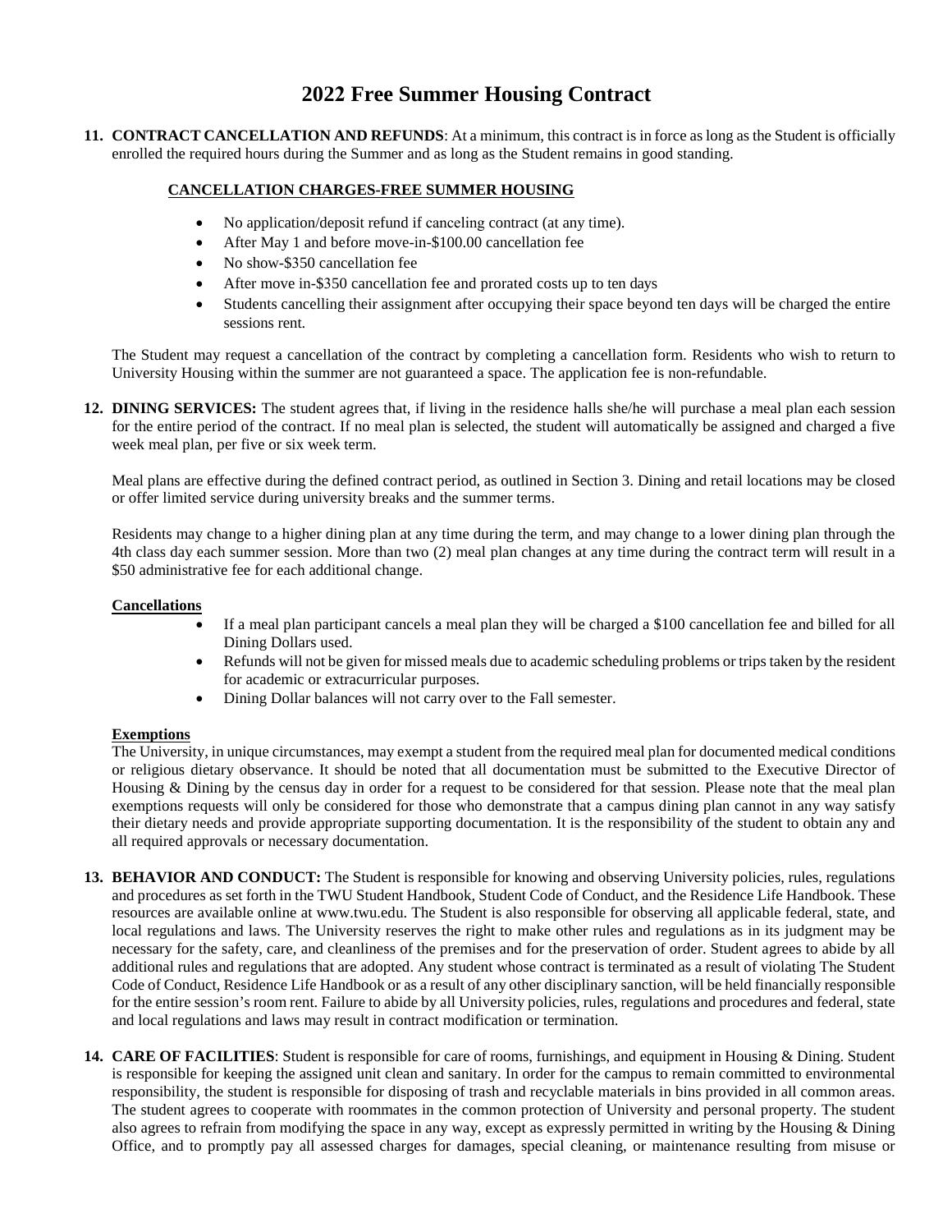# 2022 Free Summer Housing Contract

11. **CONTRACT CANCELLATION AND REFUNDS**: At a minimum, this contract is in force as long as the Student is officially enrolled the required hours during the Summer and as long as the Student remains in good standing.

   **CANCELLATION CHARGES-FREE SUMMER HOUSING**

   - No application/deposit refund if canceling contract (at any time).
   - After May 1 and before move-in-$100.00 cancellation fee
   - No show-$350 cancellation fee
   - After move in-$350 cancellation fee and prorated costs up to ten days
   - Students cancelling their assignment after occupying their space beyond ten days will be charged the entire sessions rent.

   The Student may request a cancellation of the contract by completing a cancellation form. Residents who wish to return to University Housing within the summer are not guaranteed a space. The application fee is non-refundable.

12. **DINING SERVICES:** The student agrees that, if living in the residence halls she/he will purchase a meal plan each session for the entire period of the contract. If no meal plan is selected, the student will automatically be assigned and charged a five week meal plan, per five or six week term.

   Meal plans are effective during the defined contract period, as outlined in Section 3. Dining and retail locations may be closed or offer limited service during university breaks and the summer terms.

   Residents may change to a higher dining plan at any time during the term, and may change to a lower dining plan through the 4th class day each summer session. More than two (2) meal plan changes at any time during the contract term will result in a $50 administrative fee for each additional change.

   **Cancellations**

   - If a meal plan participant cancels a meal plan they will be charged a $100 cancellation fee and billed for all Dining Dollars used.
   - Refunds will not be given for missed meals due to academic scheduling problems or trips taken by the resident for academic or extracurricular purposes.
   - Dining Dollar balances will not carry over to the Fall semester.

   **Exemptions**

   The University, in unique circumstances, may exempt a student from the required meal plan for documented medical conditions or religious dietary observance. It should be noted that all documentation must be submitted to the Executive Director of Housing & Dining by the census day in order for a request to be considered for that session. Please note that the meal plan exemptions requests will only be considered for those who demonstrate that a campus dining plan cannot in any way satisfy their dietary needs and provide appropriate supporting documentation. It is the responsibility of the student to obtain any and all required approvals or necessary documentation.

13. **BEHAVIOR AND CONDUCT:** The Student is responsible for knowing and observing University policies, rules, regulations and procedures as set forth in the TWU Student Handbook, Student Code of Conduct, and the Residence Life Handbook. These resources are available online at www.twu.edu. The Student is also responsible for observing all applicable federal, state, and local regulations and laws. The University reserves the right to make other rules and regulations as in its judgment may be necessary for the safety, care, and cleanliness of the premises and for the preservation of order. Student agrees to abide by all additional rules and regulations that are adopted. Any student whose contract is terminated as a result of violating The Student Code of Conduct, Residence Life Handbook or as a result of any other disciplinary sanction, will be held financially responsible for the entire session's room rent. Failure to abide by all University policies, rules, regulations and procedures and federal, state and local regulations and laws may result in contract modification or termination.

14. **CARE OF FACILITIES**: Student is responsible for care of rooms, furnishings, and equipment in Housing & Dining. Student is responsible for keeping the assigned unit clean and sanitary. In order for the campus to remain committed to environmental responsibility, the student is responsible for disposing of trash and recyclable materials in bins provided in all common areas. The student agrees to cooperate with roommates in the common protection of University and personal property. The student also agrees to refrain from modifying the space in any way, except as expressly permitted in writing by the Housing & Dining Office, and to promptly pay all assessed charges for damages, special cleaning, or maintenance resulting from misuse or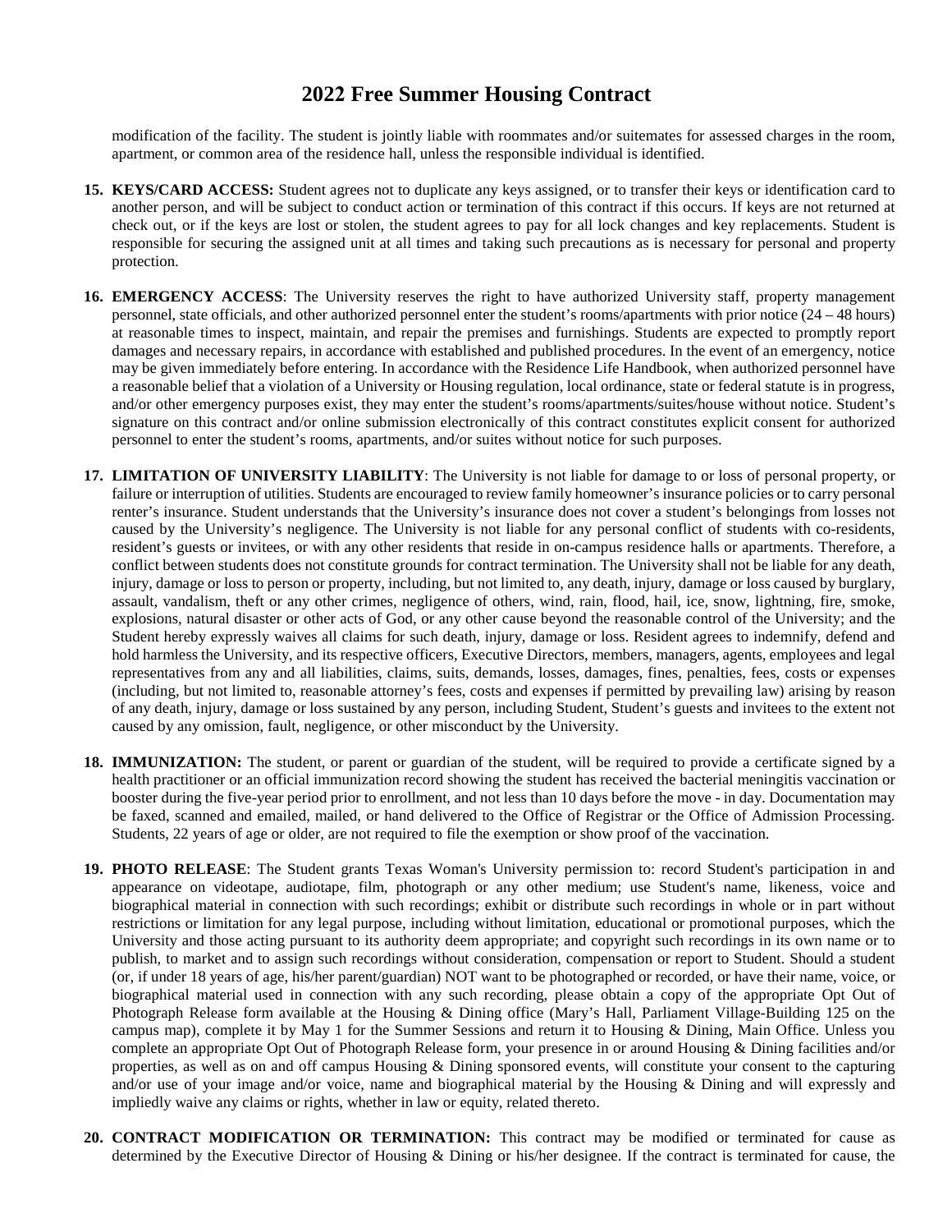modification of the facility. The student is jointly liable with roommates and/or suitemates for assessed charges in the room, apartment, or common area of the residence hall, unless the responsible individual is identified.

15. **KEYS/CARD ACCESS:** Student agrees not to duplicate any keys assigned, or to transfer their keys or identification card to another person, and will be subject to conduct action or termination of this contract if this occurs. If keys are not returned at check out, or if the keys are lost or stolen, the student agrees to pay for all lock changes and key replacements. Student is responsible for securing the assigned unit at all times and taking such precautions as is necessary for personal and property protection.

16. **EMERGENCY ACCESS**: The University reserves the right to have authorized University staff, property management personnel, state officials, and other authorized personnel enter the student's rooms/apartments with prior notice (24 – 48 hours) at reasonable times to inspect, maintain, and repair the premises and furnishings. Students are expected to promptly report damages and necessary repairs, in accordance with established and published procedures. In the event of an emergency, notice may be given immediately before entering. In accordance with the Residence Life Handbook, when authorized personnel have a reasonable belief that a violation of a University or Housing regulation, local ordinance, state or federal statute is in progress, and/or other emergency purposes exist, they may enter the student's rooms/apartments/suites/house without notice. Student's signature on this contract and/or online submission electronically of this contract constitutes explicit consent for authorized personnel to enter the student's rooms, apartments, and/or suites without notice for such purposes.

17. **LIMITATION OF UNIVERSITY LIABILITY**: The University is not liable for damage to or loss of personal property, or failure or interruption of utilities. Students are encouraged to review family homeowner's insurance policies or to carry personal renter's insurance. Student understands that the University's insurance does not cover a student's belongings from losses not caused by the University's negligence. The University is not liable for any personal conflict of students with co-residents, resident's guests or invitees, or with any other residents that reside in on-campus residence halls or apartments. Therefore, a conflict between students does not constitute grounds for contract termination. The University shall not be liable for any death, injury, damage or loss to person or property, including, but not limited to, any death, injury, damage or loss caused by burglary, assault, vandalism, theft or any other crimes, negligence of others, wind, rain, flood, hail, ice, snow, lightning, fire, smoke, explosions, natural disaster or other acts of God, or any other cause beyond the reasonable control of the University; and the Student hereby expressly waives all claims for such death, injury, damage or loss. Resident agrees to indemnify, defend and hold harmless the University, and its respective officers, Executive Directors, members, managers, agents, employees and legal representatives from any and all liabilities, claims, suits, demands, losses, damages, fines, penalties, fees, costs or expenses (including, but not limited to, reasonable attorney's fees, costs and expenses if permitted by prevailing law) arising by reason of any death, injury, damage or loss sustained by any person, including Student, Student's guests and invitees to the extent not caused by any omission, fault, negligence, or other misconduct by the University.

18. **IMMUNIZATION:** The student, or parent or guardian of the student, will be required to provide a certificate signed by a health practitioner or an official immunization record showing the student has received the bacterial meningitis vaccination or booster during the five-year period prior to enrollment, and not less than 10 days before the move - in day. Documentation may be faxed, scanned and emailed, mailed, or hand delivered to the Office of Registrar or the Office of Admission Processing. Students, 22 years of age or older, are not required to file the exemption or show proof of the vaccination.

19. **PHOTO RELEASE**: The Student grants Texas Woman's University permission to: record Student's participation in and appearance on videotape, audiotape, film, photograph or any other medium; use Student's name, likeness, voice and biographical material in connection with such recordings; exhibit or distribute such recordings in whole or in part without restrictions or limitation for any legal purpose, including without limitation, educational or promotional purposes, which the University and those acting pursuant to its authority deem appropriate; and copyright such recordings in its own name or to publish, to market and to assign such recordings without consideration, compensation or report to Student. Should a student (or, if under 18 years of age, his/her parent/guardian) NOT want to be photographed or recorded, or have their name, voice, or biographical material used in connection with any such recording, please obtain a copy of the appropriate Opt Out of Photograph Release form available at the Housing & Dining office (Mary's Hall, Parliament Village-Building 125 on the campus map), complete it by May 1 for the Summer Sessions and return it to Housing & Dining, Main Office. Unless you complete an appropriate Opt Out of Photograph Release form, your presence in or around Housing & Dining facilities and/or properties, as well as on and off campus Housing & Dining sponsored events, will constitute your consent to the capturing and/or use of your image and/or voice, name and biographical material by the Housing & Dining and will expressly and impliedly waive any claims or rights, whether in law or equity, related thereto.

20. **CONTRACT MODIFICATION OR TERMINATION:** This contract may be modified or terminated for cause as determined by the Executive Director of Housing & Dining or his/her designee. If the contract is terminated for cause, the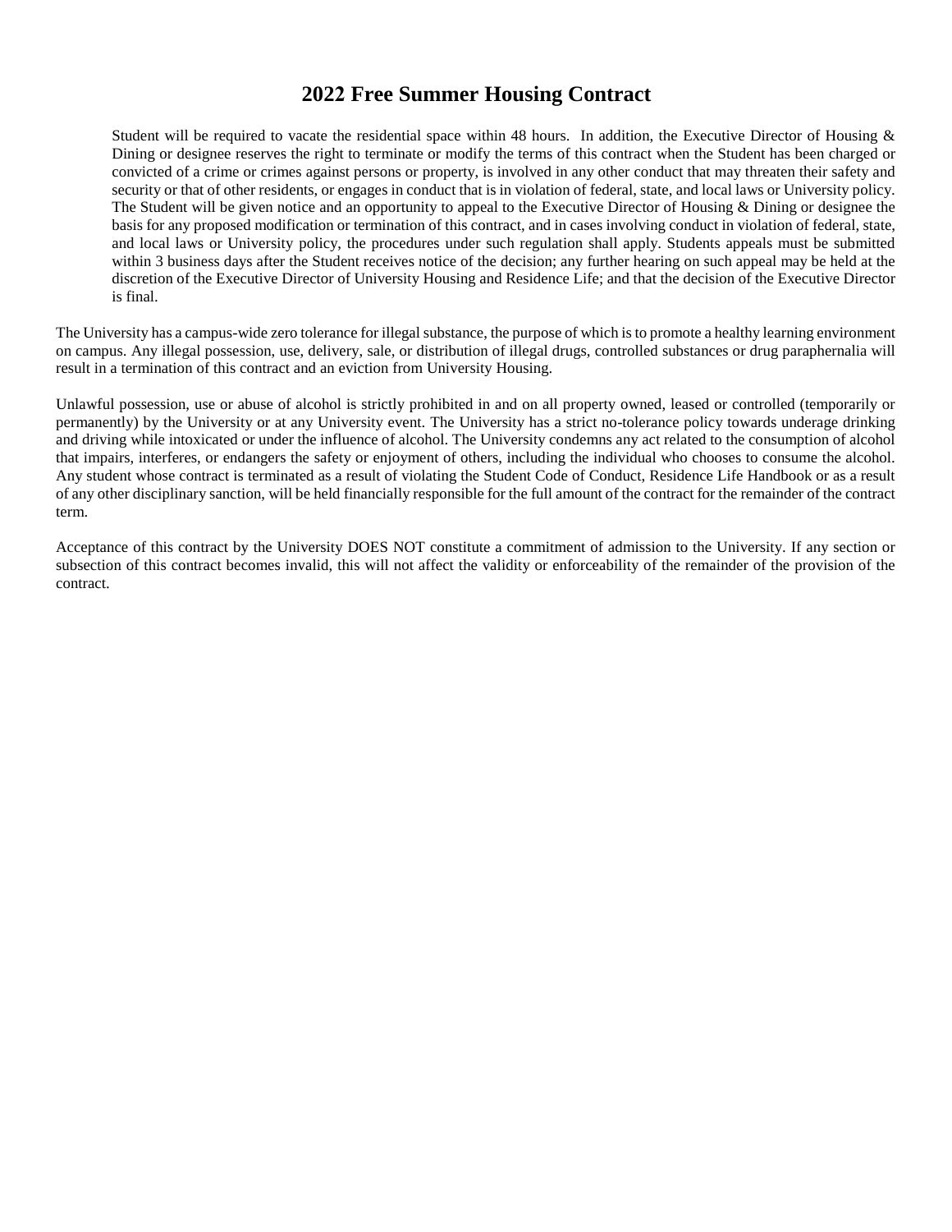# 2022 Free Summer Housing Contract

> Student will be required to vacate the residential space within 48 hours. In addition, the Executive Director of Housing & Dining or designee reserves the right to terminate or modify the terms of this contract when the Student has been charged or convicted of a crime or crimes against persons or property, is involved in any other conduct that may threaten their safety and security or that of other residents, or engages in conduct that is in violation of federal, state, and local laws or University policy. The Student will be given notice and an opportunity to appeal to the Executive Director of Housing & Dining or designee the basis for any proposed modification or termination of this contract, and in cases involving conduct in violation of federal, state, and local laws or University policy, the procedures under such regulation shall apply. Students appeals must be submitted within 3 business days after the Student receives notice of the decision; any further hearing on such appeal may be held at the discretion of the Executive Director of University Housing and Residence Life; and that the decision of the Executive Director is final.

The University has a campus-wide zero tolerance for illegal substance, the purpose of which is to promote a healthy learning environment on campus. Any illegal possession, use, delivery, sale, or distribution of illegal drugs, controlled substances or drug paraphernalia will result in a termination of this contract and an eviction from University Housing.

Unlawful possession, use or abuse of alcohol is strictly prohibited in and on all property owned, leased or controlled (temporarily or permanently) by the University or at any University event. The University has a strict no-tolerance policy towards underage drinking and driving while intoxicated or under the influence of alcohol. The University condemns any act related to the consumption of alcohol that impairs, interferes, or endangers the safety or enjoyment of others, including the individual who chooses to consume the alcohol. Any student whose contract is terminated as a result of violating the Student Code of Conduct, Residence Life Handbook or as a result of any other disciplinary sanction, will be held financially responsible for the full amount of the contract for the remainder of the contract term.

Acceptance of this contract by the University DOES NOT constitute a commitment of admission to the University. If any section or subsection of this contract becomes invalid, this will not affect the validity or enforceability of the remainder of the provision of the contract.